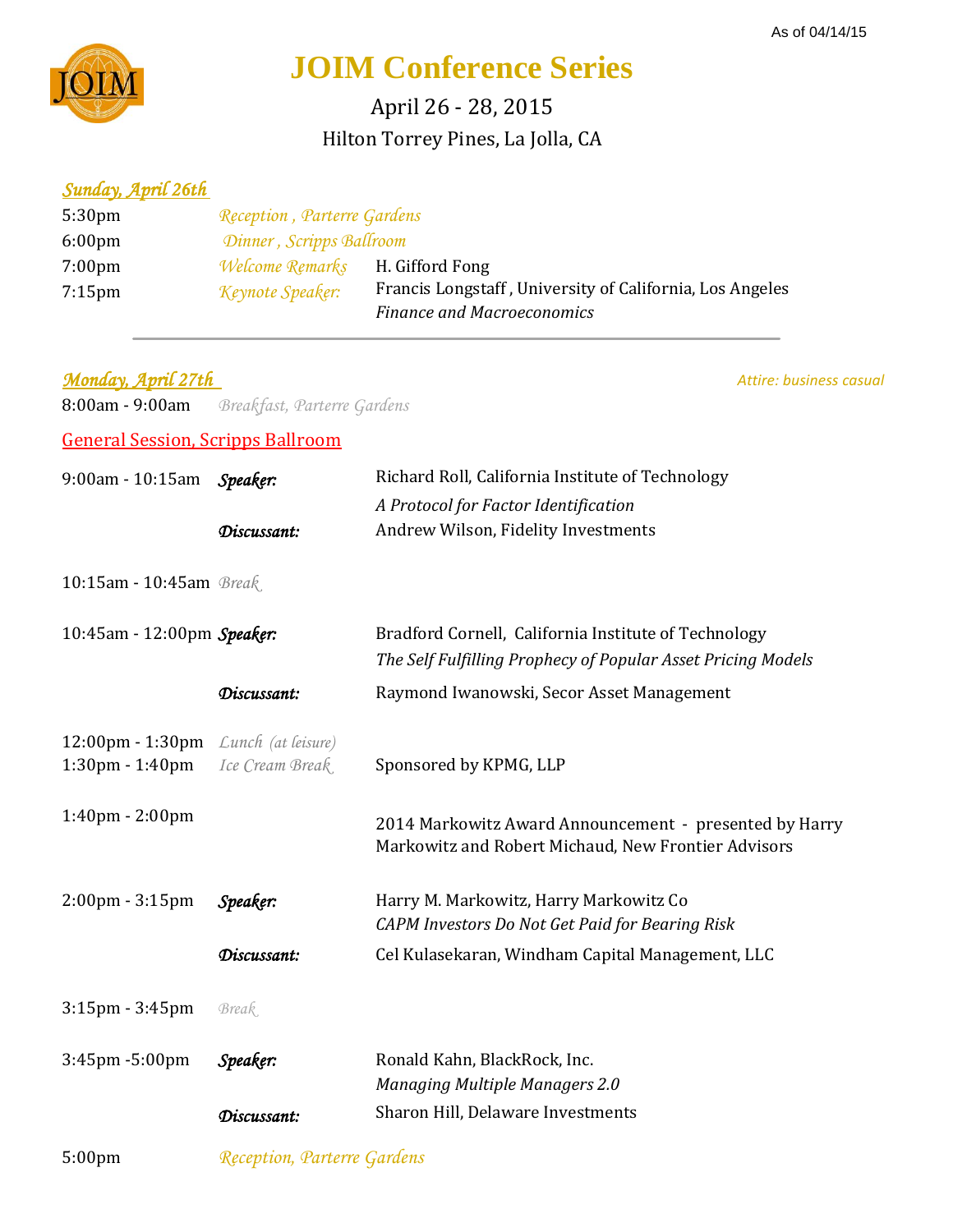As of 04/14/15

# JOIM Conference Series

April 26 - 28, 2015

Hilton Torrey Pines, La Jolla, CA

## *Sunday, April 26th*

| | | |
|---|---|---|
| 5:30pm | *Reception , Parterre Gardens* | |
| 6:00pm | *Dinner , Scripps Ballroom* | |
| 7:00pm | *Welcome Remarks* | H. Gifford Fong |
| 7:15pm | *Keynote Speaker:* | Francis Longstaff , University of California, Los Angeles<br>*Finance and Macroeconomics* |

---

## *Monday, April 27th*

*Attire: business casual*

8:00am - 9:00am *Breakfast, Parterre Gardens*

### General Session, Scripps Ballroom

| | | |
|---|---|---|
| 9:00am - 10:15am | ***Speaker:*** | Richard Roll, California Institute of Technology<br>*A Protocol for Factor Identification* |
| | ***Discussant:*** | Andrew Wilson, Fidelity Investments |
| 10:15am - 10:45am | *Break* | |
| 10:45am - 12:00pm | ***Speaker:*** | Bradford Cornell, California Institute of Technology<br>*The Self Fulfilling Prophecy of Popular Asset Pricing Models* |
| | ***Discussant:*** | Raymond Iwanowski, Secor Asset Management |
| 12:00pm - 1:30pm | *Lunch (at leisure)* | |
| 1:30pm - 1:40pm | *Ice Cream Break* | Sponsored by KPMG, LLP |
| 1:40pm - 2:00pm | | 2014 Markowitz Award Announcement - presented by Harry Markowitz and Robert Michaud, New Frontier Advisors |
| 2:00pm - 3:15pm | ***Speaker:*** | Harry M. Markowitz, Harry Markowitz Co<br>*CAPM Investors Do Not Get Paid for Bearing Risk* |
| | ***Discussant:*** | Cel Kulasekaran, Windham Capital Management, LLC |
| 3:15pm - 3:45pm | *Break* | |
| 3:45pm -5:00pm | ***Speaker:*** | Ronald Kahn, BlackRock, Inc.<br>*Managing Multiple Managers 2.0* |
| | ***Discussant:*** | Sharon Hill, Delaware Investments |
| 5:00pm | *Reception, Parterre Gardens* | |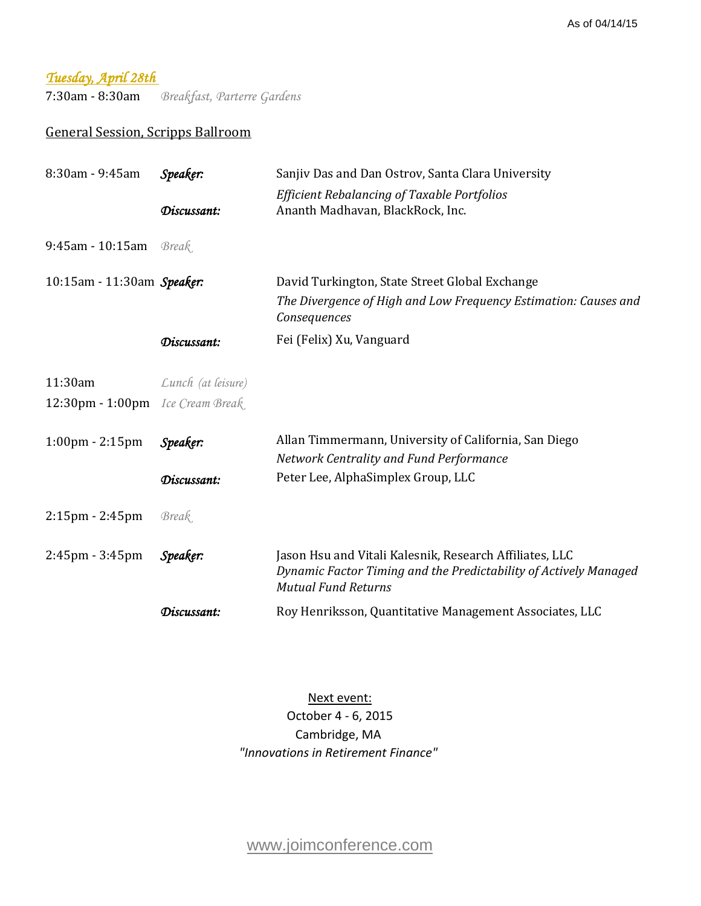As of 04/14/15

## *Tuesday, April 28th*

7:30am - 8:30am *Breakfast, Parterre Gardens*

### General Session, Scripps Ballroom

| | | |
|---|---|---|
| 8:30am - 9:45am | ***Speaker:*** | Sanjiv Das and Dan Ostrov, Santa Clara University<br>*Efficient Rebalancing of Taxable Portfolios* |
| | ***Discussant:*** | Ananth Madhavan, BlackRock, Inc. |
| 9:45am - 10:15am | *Break* | |
| 10:15am - 11:30am | ***Speaker:*** | David Turkington, State Street Global Exchange<br>*The Divergence of High and Low Frequency Estimation: Causes and Consequences* |
| | ***Discussant:*** | Fei (Felix) Xu, Vanguard |
| 11:30am | *Lunch (at leisure)* | |
| 12:30pm - 1:00pm | *Ice Cream Break* | |
| 1:00pm - 2:15pm | ***Speaker:*** | Allan Timmermann, University of California, San Diego<br>*Network Centrality and Fund Performance* |
| | ***Discussant:*** | Peter Lee, AlphaSimplex Group, LLC |
| 2:15pm - 2:45pm | *Break* | |
| 2:45pm - 3:45pm | ***Speaker:*** | Jason Hsu and Vitali Kalesnik, Research Affiliates, LLC<br>*Dynamic Factor Timing and the Predictability of Actively Managed Mutual Fund Returns* |
| | ***Discussant:*** | Roy Henriksson, Quantitative Management Associates, LLC |

Next event:
October 4 - 6, 2015
Cambridge, MA
*"Innovations in Retirement Finance"*

www.joimconference.com